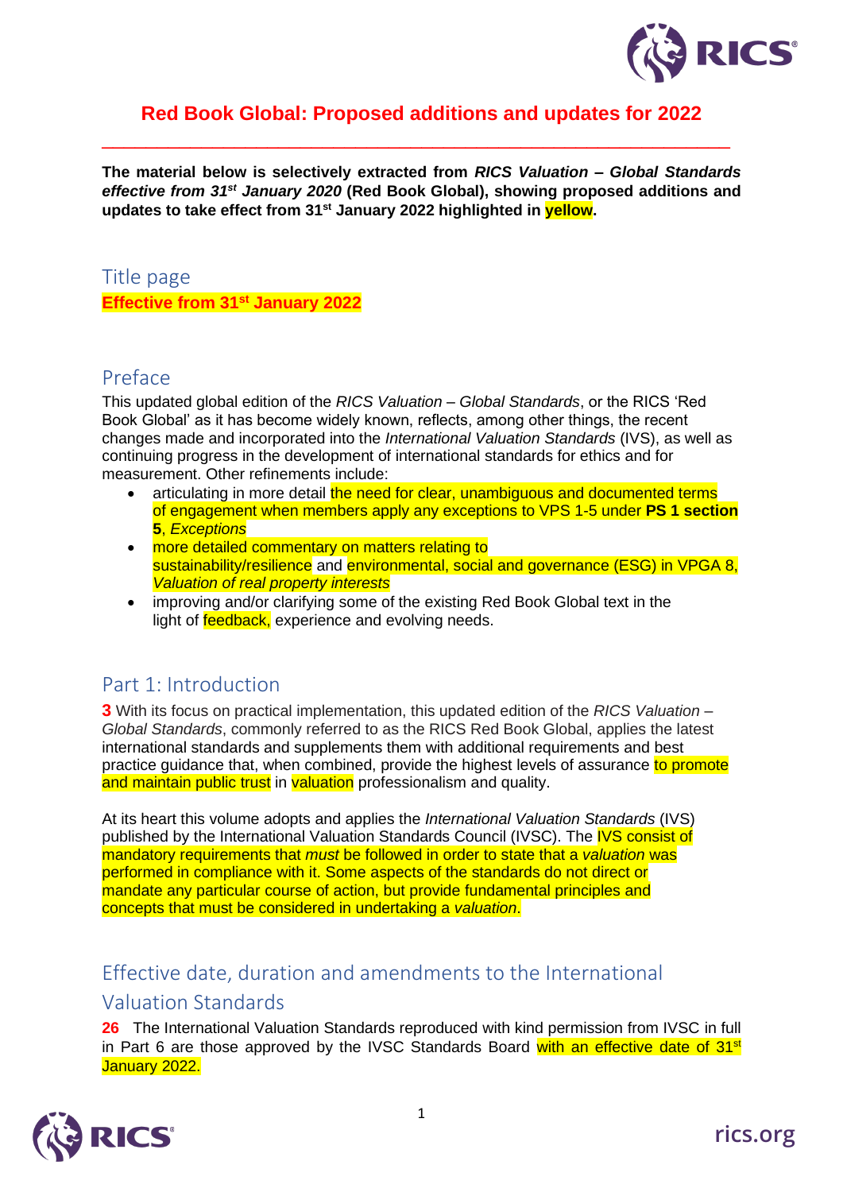# Red Book Global: Proposed additions and updates for 2022

**The material below is selectively extracted from *RICS Valuation – Global Standards effective from 31st January 2020* (Red Book Global), showing proposed additions and updates to take effect from 31st January 2022 highlighted in yellow.**

## Title page

**Effective from 31st January 2022**

## Preface

This updated global edition of the *RICS Valuation – Global Standards*, or the RICS 'Red Book Global' as it has become widely known, reflects, among other things, the recent changes made and incorporated into the *International Valuation Standards* (IVS), as well as continuing progress in the development of international standards for ethics and for measurement. Other refinements include:

- articulating in more detail the need for clear, unambiguous and documented terms of engagement when members apply any exceptions to VPS 1-5 under **PS 1 section 5**, *Exceptions*
- more detailed commentary on matters relating to sustainability/resilience and environmental, social and governance (ESG) in VPGA 8, *Valuation of real property interests*
- improving and/or clarifying some of the existing Red Book Global text in the light of feedback, experience and evolving needs.

## Part 1: Introduction

**3** With its focus on practical implementation, this updated edition of the *RICS Valuation – Global Standards*, commonly referred to as the RICS Red Book Global, applies the latest international standards and supplements them with additional requirements and best practice guidance that, when combined, provide the highest levels of assurance to promote and maintain public trust in valuation professionalism and quality.

At its heart this volume adopts and applies the *International Valuation Standards* (IVS) published by the International Valuation Standards Council (IVSC). The IVS consist of mandatory requirements that *must* be followed in order to state that a *valuation* was performed in compliance with it. Some aspects of the standards do not direct or mandate any particular course of action, but provide fundamental principles and concepts that must be considered in undertaking a *valuation*.

## Effective date, duration and amendments to the International Valuation Standards

**26** The International Valuation Standards reproduced with kind permission from IVSC in full in Part 6 are those approved by the IVSC Standards Board with an effective date of 31st January 2022.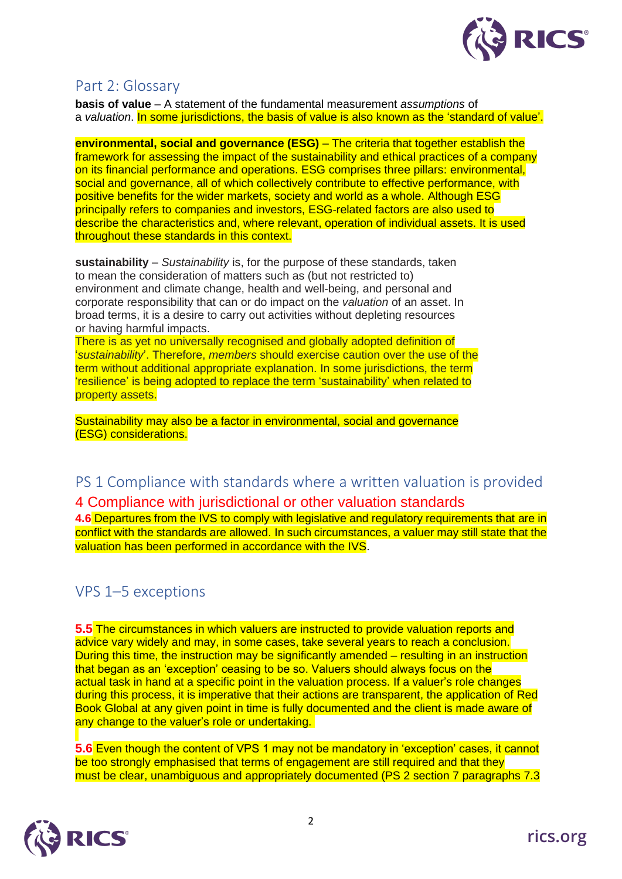## Part 2: Glossary

**basis of value** – A statement of the fundamental measurement *assumptions* of a *valuation*. In some jurisdictions, the basis of value is also known as the 'standard of value'.

**environmental, social and governance (ESG)** – The criteria that together establish the framework for assessing the impact of the sustainability and ethical practices of a company on its financial performance and operations. ESG comprises three pillars: environmental, social and governance, all of which collectively contribute to effective performance, with positive benefits for the wider markets, society and world as a whole. Although ESG principally refers to companies and investors, ESG-related factors are also used to describe the characteristics and, where relevant, operation of individual assets. It is used throughout these standards in this context.

**sustainability** – *Sustainability* is, for the purpose of these standards, taken to mean the consideration of matters such as (but not restricted to) environment and climate change, health and well-being, and personal and corporate responsibility that can or do impact on the *valuation* of an asset. In broad terms, it is a desire to carry out activities without depleting resources or having harmful impacts.
There is as yet no universally recognised and globally adopted definition of '*sustainability*'. Therefore, *members* should exercise caution over the use of the term without additional appropriate explanation. In some jurisdictions, the term 'resilience' is being adopted to replace the term 'sustainability' when related to property assets.

Sustainability may also be a factor in environmental, social and governance (ESG) considerations.

## PS 1 Compliance with standards where a written valuation is provided

### 4 Compliance with jurisdictional or other valuation standards

**4.6** Departures from the IVS to comply with legislative and regulatory requirements that are in conflict with the standards are allowed. In such circumstances, a valuer may still state that the valuation has been performed in accordance with the IVS.

## VPS 1–5 exceptions

**5.5** The circumstances in which valuers are instructed to provide valuation reports and advice vary widely and may, in some cases, take several years to reach a conclusion. During this time, the instruction may be significantly amended – resulting in an instruction that began as an 'exception' ceasing to be so. Valuers should always focus on the actual task in hand at a specific point in the valuation process. If a valuer's role changes during this process, it is imperative that their actions are transparent, the application of Red Book Global at any given point in time is fully documented and the client is made aware of any change to the valuer's role or undertaking.

**5.6** Even though the content of VPS 1 may not be mandatory in 'exception' cases, it cannot be too strongly emphasised that terms of engagement are still required and that they must be clear, unambiguous and appropriately documented (PS 2 section 7 paragraphs 7.3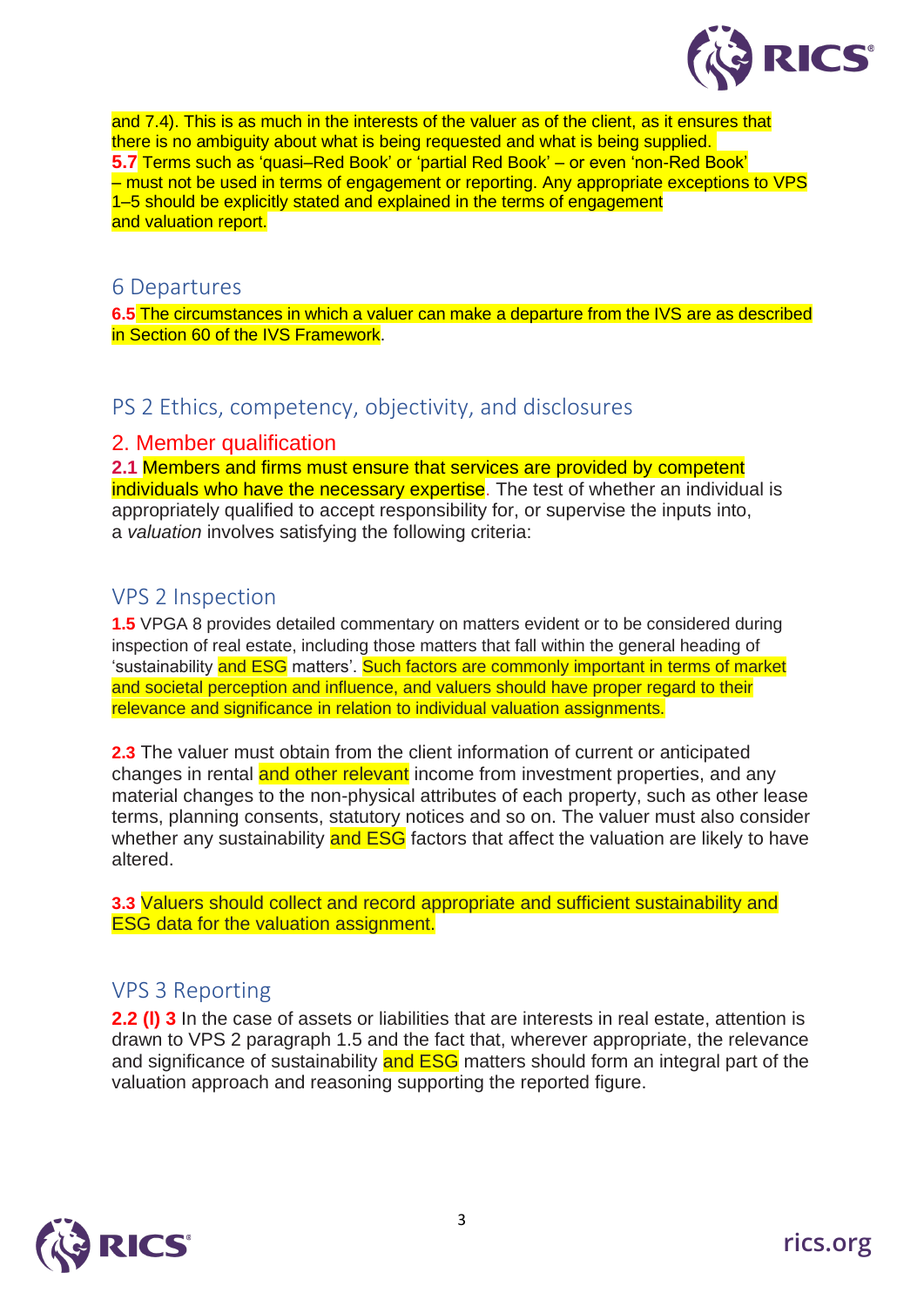and 7.4). This is as much in the interests of the valuer as of the client, as it ensures that there is no ambiguity about what is being requested and what is being supplied.

**5.7** Terms such as 'quasi–Red Book' or 'partial Red Book' – or even 'non-Red Book' – must not be used in terms of engagement or reporting. Any appropriate exceptions to VPS 1–5 should be explicitly stated and explained in the terms of engagement and valuation report.

## 6 Departures

**6.5** The circumstances in which a valuer can make a departure from the IVS are as described in Section 60 of the IVS Framework.

## PS 2 Ethics, competency, objectivity, and disclosures

### 2. Member qualification

**2.1** Members and firms must ensure that services are provided by competent individuals who have the necessary expertise. The test of whether an individual is appropriately qualified to accept responsibility for, or supervise the inputs into, a *valuation* involves satisfying the following criteria:

## VPS 2 Inspection

**1.5** VPGA 8 provides detailed commentary on matters evident or to be considered during inspection of real estate, including those matters that fall within the general heading of 'sustainability and ESG matters'. Such factors are commonly important in terms of market and societal perception and influence, and valuers should have proper regard to their relevance and significance in relation to individual valuation assignments.

**2.3** The valuer must obtain from the client information of current or anticipated changes in rental and other relevant income from investment properties, and any material changes to the non-physical attributes of each property, such as other lease terms, planning consents, statutory notices and so on. The valuer must also consider whether any sustainability and ESG factors that affect the valuation are likely to have altered.

**3.3** Valuers should collect and record appropriate and sufficient sustainability and ESG data for the valuation assignment.

## VPS 3 Reporting

**2.2 (l) 3** In the case of assets or liabilities that are interests in real estate, attention is drawn to VPS 2 paragraph 1.5 and the fact that, wherever appropriate, the relevance and significance of sustainability and ESG matters should form an integral part of the valuation approach and reasoning supporting the reported figure.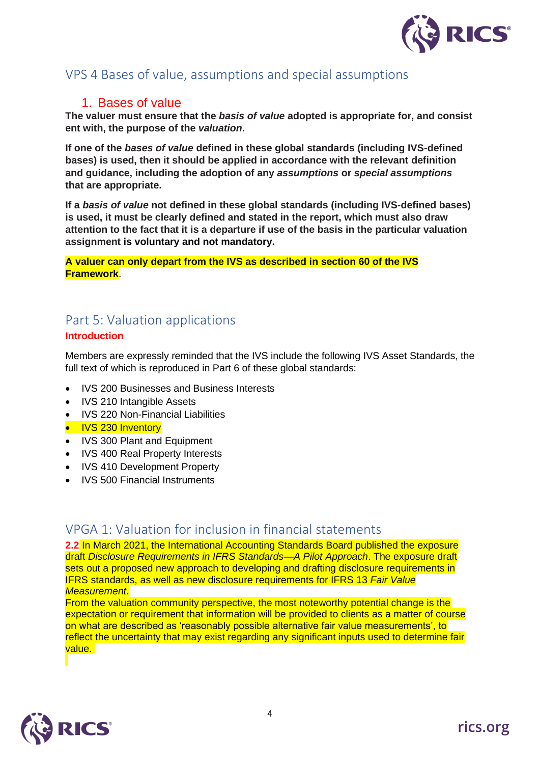## VPS 4 Bases of value, assumptions and special assumptions

### 1. Bases of value

**The valuer must ensure that the *basis of value* adopted is appropriate for, and consist ent with, the purpose of the *valuation*.**

**If one of the *bases of value* defined in these global standards (including IVS-defined bases) is used, then it should be applied in accordance with the relevant definition and guidance, including the adoption of any *assumptions* or *special assumptions* that are appropriate.**

**If a *basis of value* not defined in these global standards (including IVS-defined bases) is used, it must be clearly defined and stated in the report, which must also draw attention to the fact that it is a departure if use of the basis in the particular valuation assignment is voluntary and not mandatory.**

**A valuer can only depart from the IVS as described in section 60 of the IVS Framework**.

## Part 5: Valuation applications

**Introduction**

Members are expressly reminded that the IVS include the following IVS Asset Standards, the full text of which is reproduced in Part 6 of these global standards:

- IVS 200 Businesses and Business Interests
- IVS 210 Intangible Assets
- IVS 220 Non-Financial Liabilities
- IVS 230 Inventory
- IVS 300 Plant and Equipment
- IVS 400 Real Property Interests
- IVS 410 Development Property
- IVS 500 Financial Instruments

## VPGA 1: Valuation for inclusion in financial statements

**2.2** In March 2021, the International Accounting Standards Board published the exposure draft *Disclosure Requirements in IFRS Standards—A Pilot Approach*. The exposure draft sets out a proposed new approach to developing and drafting disclosure requirements in IFRS standards, as well as new disclosure requirements for IFRS 13 *Fair Value Measurement*.

From the valuation community perspective, the most noteworthy potential change is the expectation or requirement that information will be provided to clients as a matter of course on what are described as 'reasonably possible alternative fair value measurements', to reflect the uncertainty that may exist regarding any significant inputs used to determine fair value.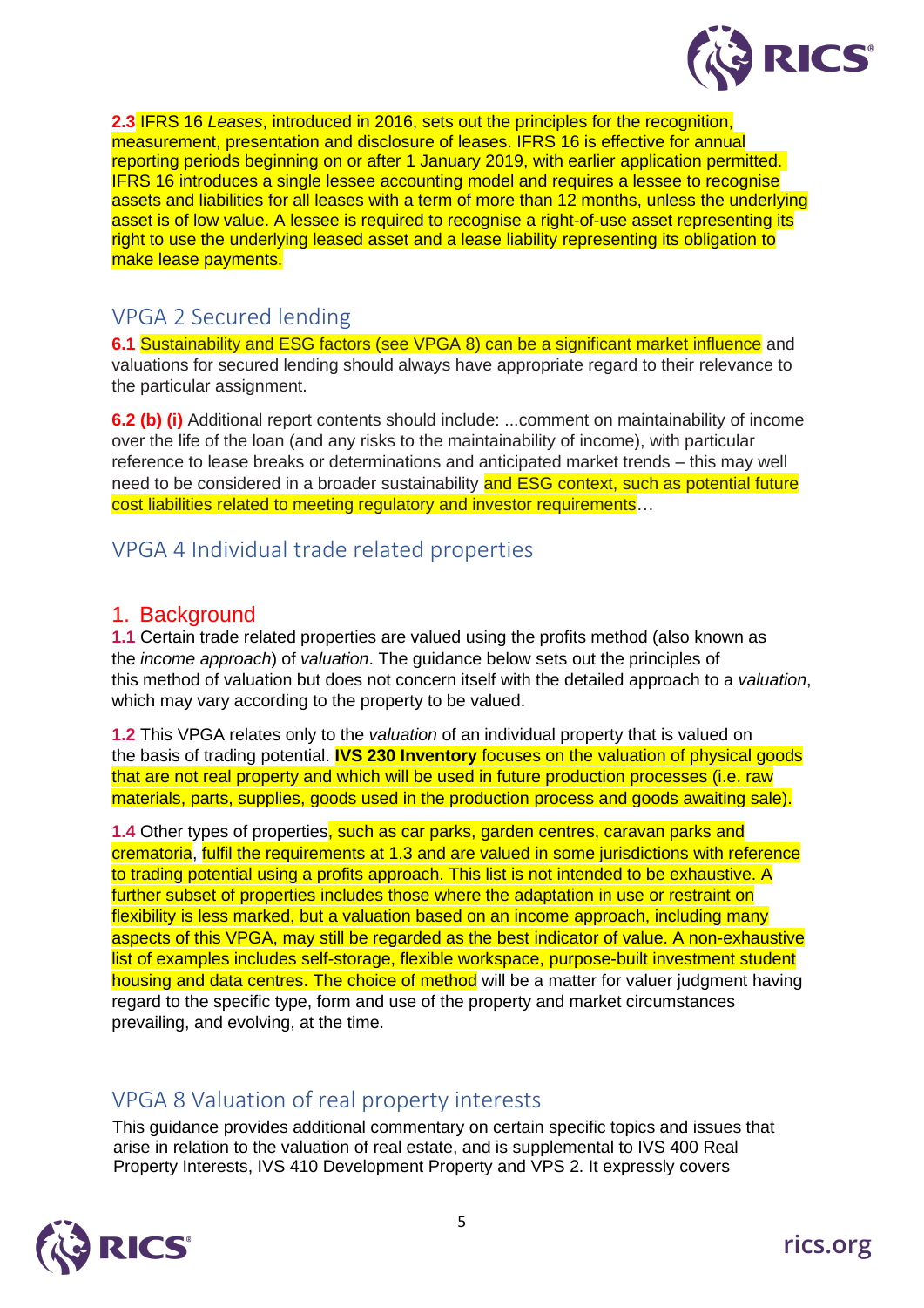**2.3** IFRS 16 *Leases*, introduced in 2016, sets out the principles for the recognition, measurement, presentation and disclosure of leases. IFRS 16 is effective for annual reporting periods beginning on or after 1 January 2019, with earlier application permitted. IFRS 16 introduces a single lessee accounting model and requires a lessee to recognise assets and liabilities for all leases with a term of more than 12 months, unless the underlying asset is of low value. A lessee is required to recognise a right-of-use asset representing its right to use the underlying leased asset and a lease liability representing its obligation to make lease payments.

## VPGA 2 Secured lending

**6.1** Sustainability and ESG factors (see VPGA 8) can be a significant market influence and valuations for secured lending should always have appropriate regard to their relevance to the particular assignment.

**6.2 (b) (i)** Additional report contents should include: ...comment on maintainability of income over the life of the loan (and any risks to the maintainability of income), with particular reference to lease breaks or determinations and anticipated market trends – this may well need to be considered in a broader sustainability and ESG context, such as potential future cost liabilities related to meeting regulatory and investor requirements…

## VPGA 4 Individual trade related properties

### 1. Background

**1.1** Certain trade related properties are valued using the profits method (also known as the *income approach*) of *valuation*. The guidance below sets out the principles of this method of valuation but does not concern itself with the detailed approach to a *valuation*, which may vary according to the property to be valued.

**1.2** This VPGA relates only to the *valuation* of an individual property that is valued on the basis of trading potential. **IVS 230 Inventory** focuses on the valuation of physical goods that are not real property and which will be used in future production processes (i.e. raw materials, parts, supplies, goods used in the production process and goods awaiting sale).

**1.4** Other types of properties, such as car parks, garden centres, caravan parks and crematoria, fulfil the requirements at 1.3 and are valued in some jurisdictions with reference to trading potential using a profits approach. This list is not intended to be exhaustive. A further subset of properties includes those where the adaptation in use or restraint on flexibility is less marked, but a valuation based on an income approach, including many aspects of this VPGA, may still be regarded as the best indicator of value. A non-exhaustive list of examples includes self-storage, flexible workspace, purpose-built investment student housing and data centres. The choice of method will be a matter for valuer judgment having regard to the specific type, form and use of the property and market circumstances prevailing, and evolving, at the time.

## VPGA 8 Valuation of real property interests

This guidance provides additional commentary on certain specific topics and issues that arise in relation to the valuation of real estate, and is supplemental to IVS 400 Real Property Interests, IVS 410 Development Property and VPS 2. It expressly covers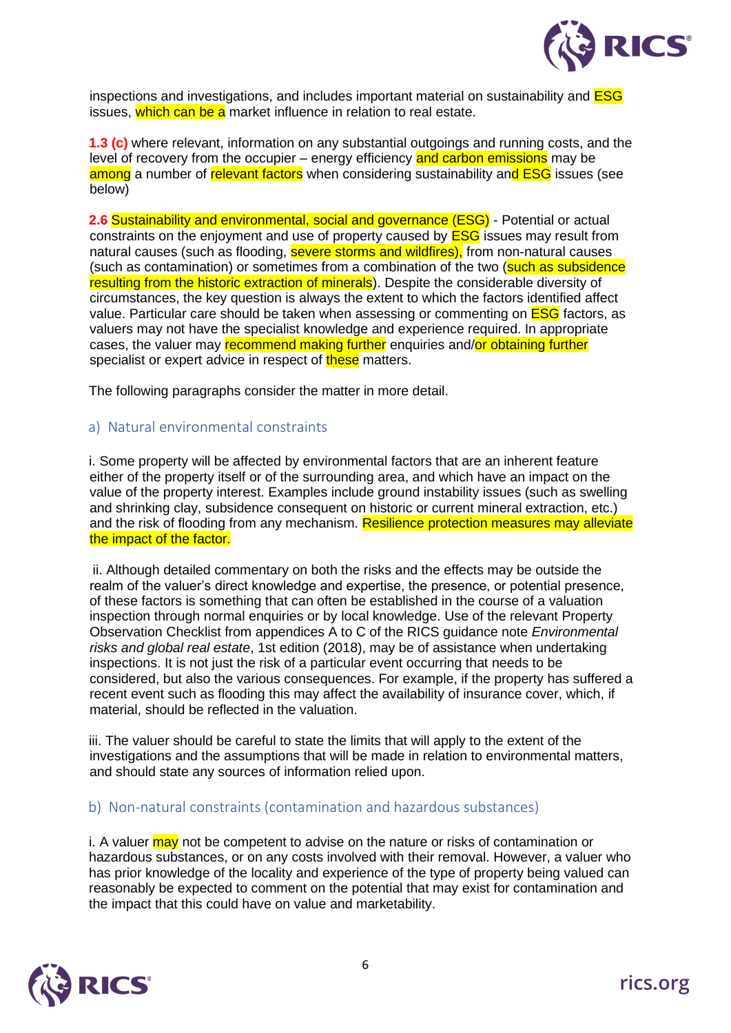inspections and investigations, and includes important material on sustainability and ESG issues, which can be a market influence in relation to real estate.

**1.3 (c)** where relevant, information on any substantial outgoings and running costs, and the level of recovery from the occupier – energy efficiency and carbon emissions may be among a number of relevant factors when considering sustainability and ESG issues (see below)

**2.6** Sustainability and environmental, social and governance (ESG) - Potential or actual constraints on the enjoyment and use of property caused by ESG issues may result from natural causes (such as flooding, severe storms and wildfires), from non-natural causes (such as contamination) or sometimes from a combination of the two (such as subsidence resulting from the historic extraction of minerals). Despite the considerable diversity of circumstances, the key question is always the extent to which the factors identified affect value. Particular care should be taken when assessing or commenting on ESG factors, as valuers may not have the specialist knowledge and experience required. In appropriate cases, the valuer may recommend making further enquiries and/or obtaining further specialist or expert advice in respect of these matters.

The following paragraphs consider the matter in more detail.

## a) Natural environmental constraints

i. Some property will be affected by environmental factors that are an inherent feature either of the property itself or of the surrounding area, and which have an impact on the value of the property interest. Examples include ground instability issues (such as swelling and shrinking clay, subsidence consequent on historic or current mineral extraction, etc.) and the risk of flooding from any mechanism. Resilience protection measures may alleviate the impact of the factor.

ii. Although detailed commentary on both the risks and the effects may be outside the realm of the valuer's direct knowledge and expertise, the presence, or potential presence, of these factors is something that can often be established in the course of a valuation inspection through normal enquiries or by local knowledge. Use of the relevant Property Observation Checklist from appendices A to C of the RICS guidance note *Environmental risks and global real estate*, 1st edition (2018), may be of assistance when undertaking inspections. It is not just the risk of a particular event occurring that needs to be considered, but also the various consequences. For example, if the property has suffered a recent event such as flooding this may affect the availability of insurance cover, which, if material, should be reflected in the valuation.

iii. The valuer should be careful to state the limits that will apply to the extent of the investigations and the assumptions that will be made in relation to environmental matters, and should state any sources of information relied upon.

## b) Non-natural constraints (contamination and hazardous substances)

i. A valuer may not be competent to advise on the nature or risks of contamination or hazardous substances, or on any costs involved with their removal. However, a valuer who has prior knowledge of the locality and experience of the type of property being valued can reasonably be expected to comment on the potential that may exist for contamination and the impact that this could have on value and marketability.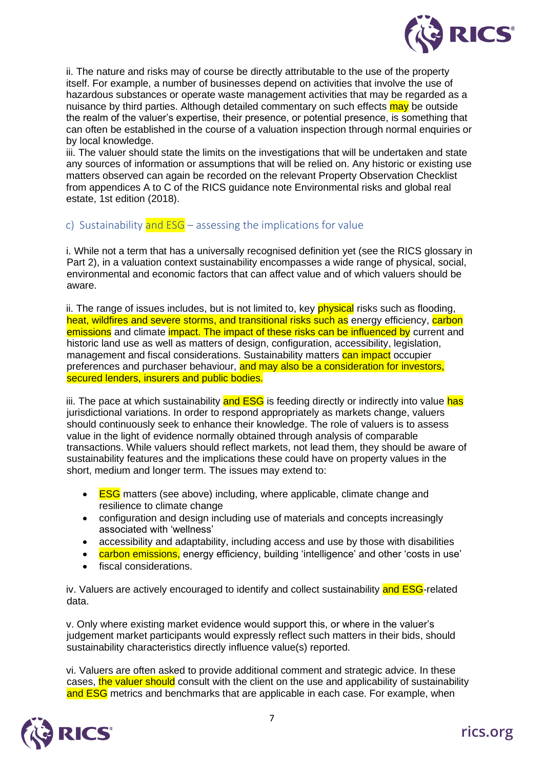ii. The nature and risks may of course be directly attributable to the use of the property itself. For example, a number of businesses depend on activities that involve the use of hazardous substances or operate waste management activities that may be regarded as a nuisance by third parties. Although detailed commentary on such effects may be outside the realm of the valuer's expertise, their presence, or potential presence, is something that can often be established in the course of a valuation inspection through normal enquiries or by local knowledge.

iii. The valuer should state the limits on the investigations that will be undertaken and state any sources of information or assumptions that will be relied on. Any historic or existing use matters observed can again be recorded on the relevant Property Observation Checklist from appendices A to C of the RICS guidance note Environmental risks and global real estate, 1st edition (2018).

### c) Sustainability and ESG – assessing the implications for value

i. While not a term that has a universally recognised definition yet (see the RICS glossary in Part 2), in a valuation context sustainability encompasses a wide range of physical, social, environmental and economic factors that can affect value and of which valuers should be aware.

ii. The range of issues includes, but is not limited to, key physical risks such as flooding, heat, wildfires and severe storms, and transitional risks such as energy efficiency, carbon emissions and climate impact. The impact of these risks can be influenced by current and historic land use as well as matters of design, configuration, accessibility, legislation, management and fiscal considerations. Sustainability matters can impact occupier preferences and purchaser behaviour, and may also be a consideration for investors, secured lenders, insurers and public bodies.

iii. The pace at which sustainability and ESG is feeding directly or indirectly into value has jurisdictional variations. In order to respond appropriately as markets change, valuers should continuously seek to enhance their knowledge. The role of valuers is to assess value in the light of evidence normally obtained through analysis of comparable transactions. While valuers should reflect markets, not lead them, they should be aware of sustainability features and the implications these could have on property values in the short, medium and longer term. The issues may extend to:

- ESG matters (see above) including, where applicable, climate change and resilience to climate change
- configuration and design including use of materials and concepts increasingly associated with 'wellness'
- accessibility and adaptability, including access and use by those with disabilities
- carbon emissions, energy efficiency, building 'intelligence' and other 'costs in use'
- fiscal considerations.

iv. Valuers are actively encouraged to identify and collect sustainability and ESG-related data.

v. Only where existing market evidence would support this, or where in the valuer's judgement market participants would expressly reflect such matters in their bids, should sustainability characteristics directly influence value(s) reported.

vi. Valuers are often asked to provide additional comment and strategic advice. In these cases, the valuer should consult with the client on the use and applicability of sustainability and ESG metrics and benchmarks that are applicable in each case. For example, when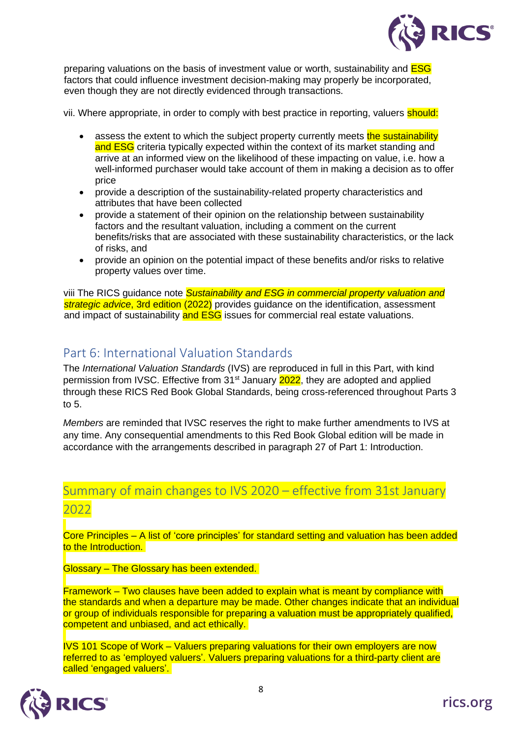preparing valuations on the basis of investment value or worth, sustainability and ESG factors that could influence investment decision-making may properly be incorporated, even though they are not directly evidenced through transactions.

vii. Where appropriate, in order to comply with best practice in reporting, valuers should:

- assess the extent to which the subject property currently meets the sustainability and ESG criteria typically expected within the context of its market standing and arrive at an informed view on the likelihood of these impacting on value, i.e. how a well-informed purchaser would take account of them in making a decision as to offer price
- provide a description of the sustainability-related property characteristics and attributes that have been collected
- provide a statement of their opinion on the relationship between sustainability factors and the resultant valuation, including a comment on the current benefits/risks that are associated with these sustainability characteristics, or the lack of risks, and
- provide an opinion on the potential impact of these benefits and/or risks to relative property values over time.

viii The RICS guidance note *Sustainability and ESG in commercial property valuation and strategic advice*, 3rd edition (2022) provides guidance on the identification, assessment and impact of sustainability and ESG issues for commercial real estate valuations.

## Part 6: International Valuation Standards

The *International Valuation Standards* (IVS) are reproduced in full in this Part, with kind permission from IVSC. Effective from 31st January 2022, they are adopted and applied through these RICS Red Book Global Standards, being cross-referenced throughout Parts 3 to 5.

*Members* are reminded that IVSC reserves the right to make further amendments to IVS at any time. Any consequential amendments to this Red Book Global edition will be made in accordance with the arrangements described in paragraph 27 of Part 1: Introduction.

## Summary of main changes to IVS 2020 – effective from 31st January 2022

Core Principles – A list of 'core principles' for standard setting and valuation has been added to the Introduction.

Glossary – The Glossary has been extended.

Framework – Two clauses have been added to explain what is meant by compliance with the standards and when a departure may be made. Other changes indicate that an individual or group of individuals responsible for preparing a valuation must be appropriately qualified, competent and unbiased, and act ethically.

IVS 101 Scope of Work – Valuers preparing valuations for their own employers are now referred to as 'employed valuers'. Valuers preparing valuations for a third-party client are called 'engaged valuers'.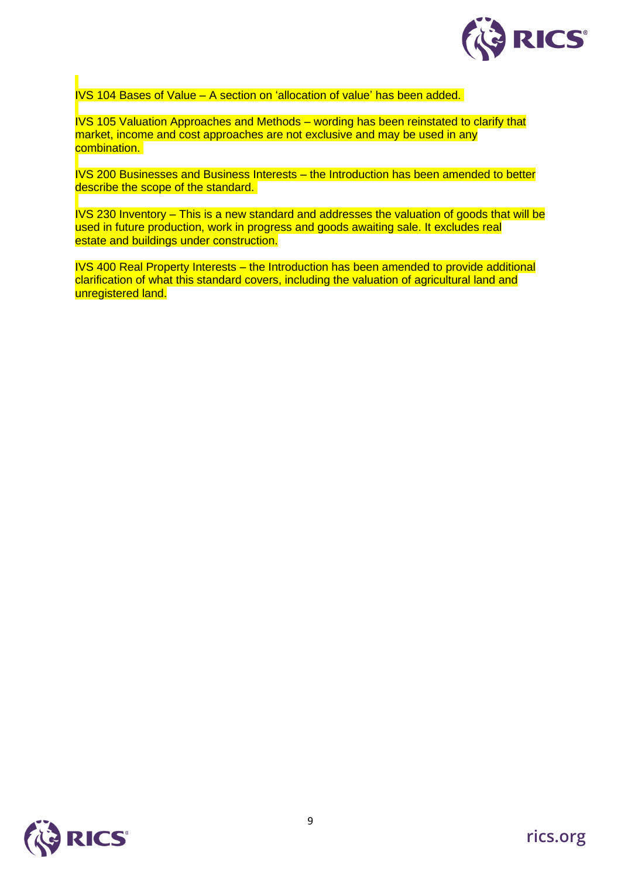IVS 104 Bases of Value – A section on 'allocation of value' has been added.

IVS 105 Valuation Approaches and Methods – wording has been reinstated to clarify that market, income and cost approaches are not exclusive and may be used in any combination.

IVS 200 Businesses and Business Interests – the Introduction has been amended to better describe the scope of the standard.

IVS 230 Inventory – This is a new standard and addresses the valuation of goods that will be used in future production, work in progress and goods awaiting sale. It excludes real estate and buildings under construction.

IVS 400 Real Property Interests – the Introduction has been amended to provide additional clarification of what this standard covers, including the valuation of agricultural land and unregistered land.